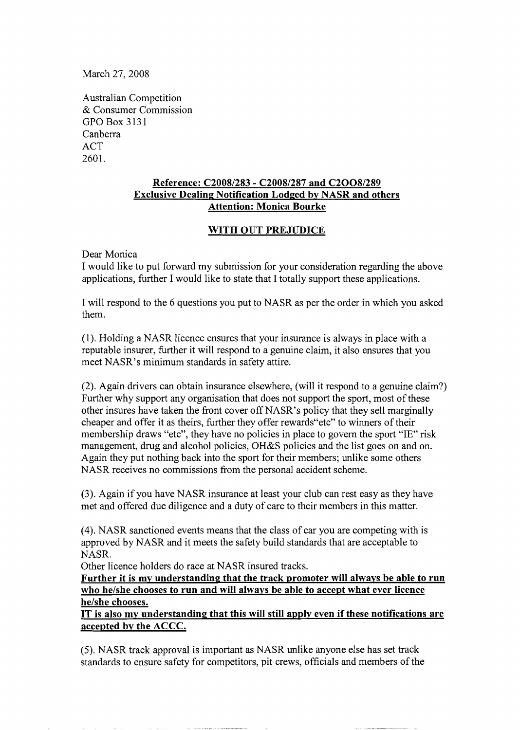March 27, 2008

Australian Competition
& Consumer Commission
GPO Box 3131
Canberra
ACT
2601.

**<u>Reference: C2008/283 - C2008/287 and C2OO8/289</u>**
**<u>Exclusive Dealing Notification Lodged by NASR and others</u>**
**<u>Attention: Monica Bourke</u>**

**<u>WITH OUT PREJUDICE</u>**

Dear Monica
I would like to put forward my submission for your consideration regarding the above applications, further I would like to state that I totally support these applications.

I will respond to the 6 questions you put to NASR as per the order in which you asked them.

(1). Holding a NASR licence ensures that your insurance is always in place with a reputable insurer, further it will respond to a genuine claim, it also ensures that you meet NASR's minimum standards in safety attire.

(2). Again drivers can obtain insurance elsewhere, (will it respond to a genuine claim?) Further why support any organisation that does not support the sport, most of these other insures have taken the front cover off NASR's policy that they sell marginally cheaper and offer it as theirs, further they offer rewards"etc" to winners of their membership draws "etc", they have no policies in place to govern the sport "IE" risk management, drug and alcohol policies, OH&S policies and the list goes on and on. Again they put nothing back into the sport for their members; unlike some others NASR receives no commissions from the personal accident scheme.

(3). Again if you have NASR insurance at least your club can rest easy as they have met and offered due diligence and a duty of care to their members in this matter.

(4). NASR sanctioned events means that the class of car you are competing with is approved by NASR and it meets the safety build standards that are acceptable to NASR.
Other licence holders do race at NASR insured tracks.
**<u>Further it is my understanding that the track promoter will always be able to run who he/she chooses to run and will always be able to accept what ever licence he/she chooses.</u>**
**<u>IT is also my understanding that this will still apply even if these notifications are accepted by the ACCC.</u>**

(5). NASR track approval is important as NASR unlike anyone else has set track standards to ensure safety for competitors, pit crews, officials and members of the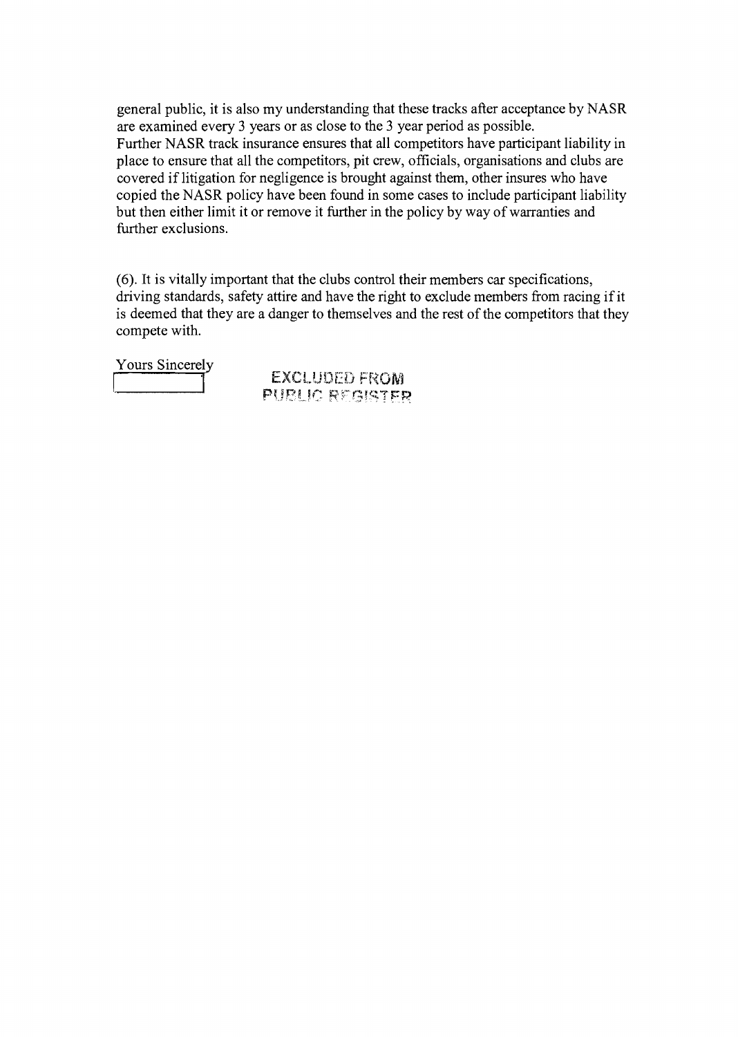general public, it is also my understanding that these tracks after acceptance by NASR are examined every 3 years or as close to the 3 year period as possible.
Further NASR track insurance ensures that all competitors have participant liability in place to ensure that all the competitors, pit crew, officials, organisations and clubs are covered if litigation for negligence is brought against them, other insures who have copied the NASR policy have been found in some cases to include participant liability but then either limit it or remove it further in the policy by way of warranties and further exclusions.

(6). It is vitally important that the clubs control their members car specifications, driving standards, safety attire and have the right to exclude members from racing if it is deemed that they are a danger to themselves and the rest of the competitors that they compete with.

Yours Sincerely

EXCLUDED FROM PUBLIC REGISTER